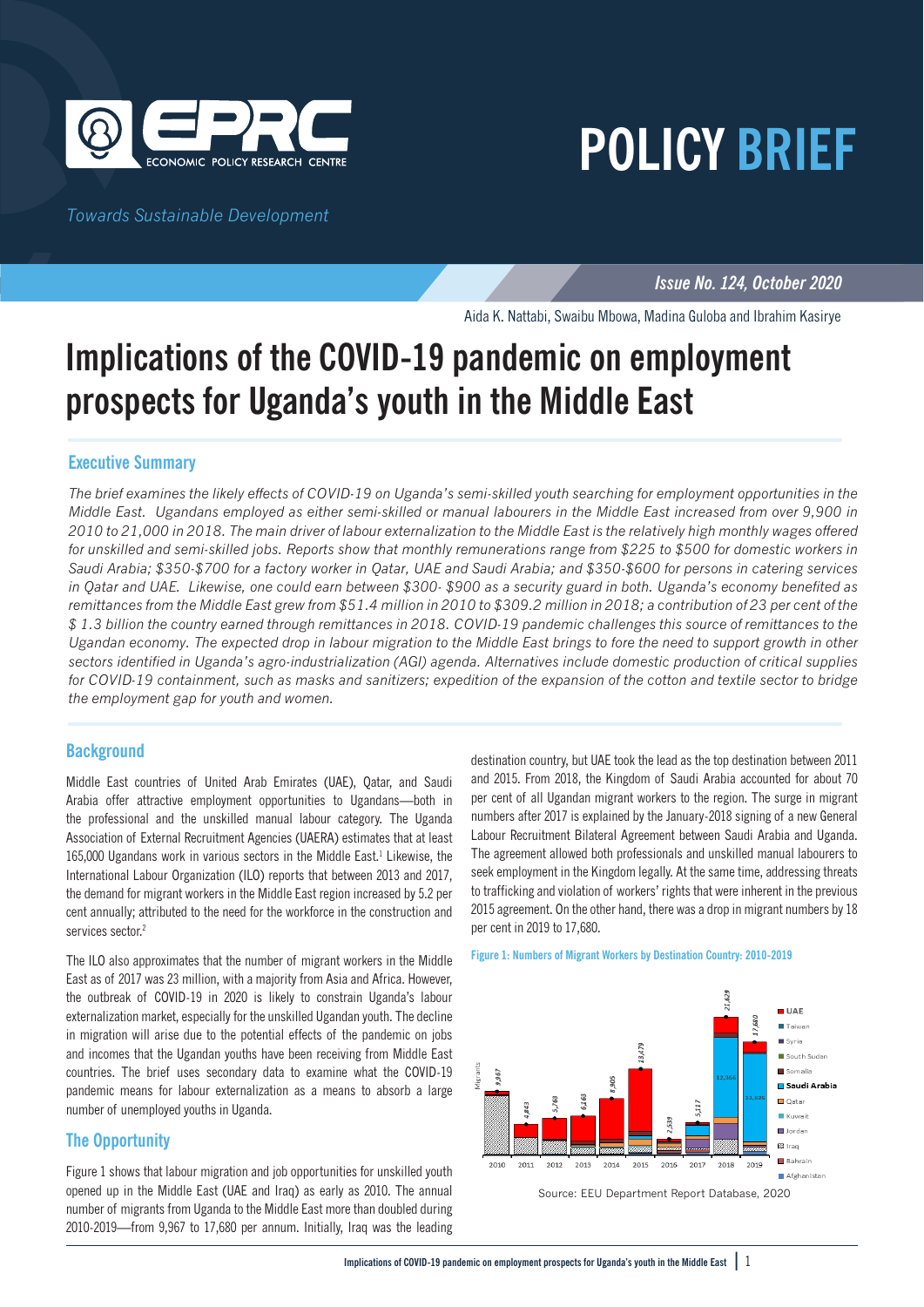# POLICY BRIEF

*Towards Sustainable Development*

***Issue No. 124, October 2020***

Aida K. Nattabi, Swaibu Mbowa, Madina Guloba and Ibrahim Kasirye

# Implications of the COVID-19 pandemic on employment prospects for Uganda's youth in the Middle East

## Executive Summary

*The brief examines the likely effects of COVID-19 on Uganda's semi-skilled youth searching for employment opportunities in the Middle East. Ugandans employed as either semi-skilled or manual labourers in the Middle East increased from over 9,900 in 2010 to 21,000 in 2018. The main driver of labour externalization to the Middle East is the relatively high monthly wages offered for unskilled and semi-skilled jobs. Reports show that monthly remunerations range from $225 to $500 for domestic workers in Saudi Arabia; $350-$700 for a factory worker in Qatar, UAE and Saudi Arabia; and $350-$600 for persons in catering services in Qatar and UAE. Likewise, one could earn between $300- $900 as a security guard in both. Uganda's economy benefited as remittances from the Middle East grew from $51.4 million in 2010 to $309.2 million in 2018; a contribution of 23 per cent of the $ 1.3 billion the country earned through remittances in 2018. COVID-19 pandemic challenges this source of remittances to the Ugandan economy. The expected drop in labour migration to the Middle East brings to fore the need to support growth in other sectors identified in Uganda's agro-industrialization (AGI) agenda. Alternatives include domestic production of critical supplies for COVID-19 containment, such as masks and sanitizers; expedition of the expansion of the cotton and textile sector to bridge the employment gap for youth and women.*

## Background

Middle East countries of United Arab Emirates (UAE), Qatar, and Saudi Arabia offer attractive employment opportunities to Ugandans—both in the professional and the unskilled manual labour category. The Uganda Association of External Recruitment Agencies (UAERA) estimates that at least 165,000 Ugandans work in various sectors in the Middle East.[1] Likewise, the International Labour Organization (ILO) reports that between 2013 and 2017, the demand for migrant workers in the Middle East region increased by 5.2 per cent annually; attributed to the need for the workforce in the construction and services sector.[2]

The ILO also approximates that the number of migrant workers in the Middle East as of 2017 was 23 million, with a majority from Asia and Africa. However, the outbreak of COVID-19 in 2020 is likely to constrain Uganda's labour externalization market, especially for the unskilled Ugandan youth. The decline in migration will arise due to the potential effects of the pandemic on jobs and incomes that the Ugandan youths have been receiving from Middle East countries. The brief uses secondary data to examine what the COVID-19 pandemic means for labour externalization as a means to absorb a large number of unemployed youths in Uganda.

## The Opportunity

Figure 1 shows that labour migration and job opportunities for unskilled youth opened up in the Middle East (UAE and Iraq) as early as 2010. The annual number of migrants from Uganda to the Middle East more than doubled during 2010-2019—from 9,967 to 17,680 per annum. Initially, Iraq was the leading destination country, but UAE took the lead as the top destination between 2011 and 2015. From 2018, the Kingdom of Saudi Arabia accounted for about 70 per cent of all Ugandan migrant workers to the region. The surge in migrant numbers after 2017 is explained by the January-2018 signing of a new General Labour Recruitment Bilateral Agreement between Saudi Arabia and Uganda. The agreement allowed both professionals and unskilled manual labourers to seek employment in the Kingdom legally. At the same time, addressing threats to trafficking and violation of workers' rights that were inherent in the previous 2015 agreement. On the other hand, there was a drop in migrant numbers by 18 per cent in 2019 to 17,680.

**Figure 1: Numbers of Migrant Workers by Destination Country: 2010-2019**

Source: EEU Department Report Database, 2020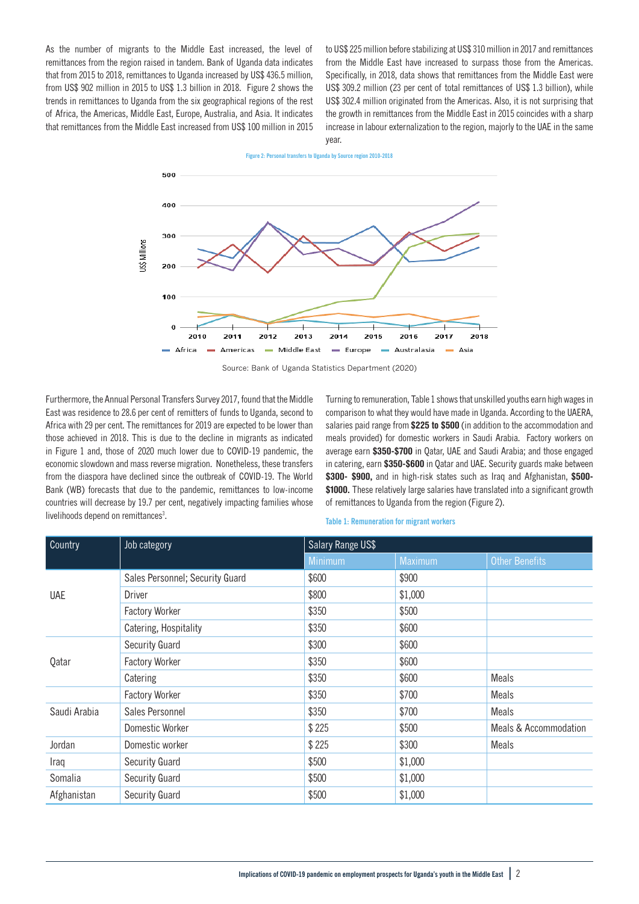As the number of migrants to the Middle East increased, the level of remittances from the region raised in tandem. Bank of Uganda data indicates that from 2015 to 2018, remittances to Uganda increased by US$ 436.5 million, from US$ 902 million in 2015 to US$ 1.3 billion in 2018. Figure 2 shows the trends in remittances to Uganda from the six geographical regions of the rest of Africa, the Americas, Middle East, Europe, Australia, and Asia. It indicates that remittances from the Middle East increased from US$ 100 million in 2015 to US$ 225 million before stabilizing at US$ 310 million in 2017 and remittances from the Middle East have increased to surpass those from the Americas. Specifically, in 2018, data shows that remittances from the Middle East were US$ 309.2 million (23 per cent of total remittances of US$ 1.3 billion), while US$ 302.4 million originated from the Americas. Also, it is not surprising that the growth in remittances from the Middle East in 2015 coincides with a sharp increase in labour externalization to the region, majorly to the UAE in the same year.

Figure 2: Personal transfers to Uganda by Source region 2010-2018

Source: Bank of Uganda Statistics Department (2020)

Furthermore, the Annual Personal Transfers Survey 2017, found that the Middle East was residence to 28.6 per cent of remitters of funds to Uganda, second to Africa with 29 per cent. The remittances for 2019 are expected to be lower than those achieved in 2018. This is due to the decline in migrants as indicated in Figure 1 and, those of 2020 much lower due to COVID-19 pandemic, the economic slowdown and mass reverse migration. Nonetheless, these transfers from the diaspora have declined since the outbreak of COVID-19. The World Bank (WB) forecasts that due to the pandemic, remittances to low-income countries will decrease by 19.7 per cent, negatively impacting families whose livelihoods depend on remittances[3].

Turning to remuneration, Table 1 shows that unskilled youths earn high wages in comparison to what they would have made in Uganda. According to the UAERA, salaries paid range from **$225 to $500** (in addition to the accommodation and meals provided) for domestic workers in Saudi Arabia. Factory workers on average earn **$350-$700** in Qatar, UAE and Saudi Arabia; and those engaged in catering, earn **$350-$600** in Qatar and UAE. Security guards make between **$300- $900,** and in high-risk states such as Iraq and Afghanistan, **$500-$1000.** These relatively large salaries have translated into a significant growth of remittances to Uganda from the region (Figure 2).

Table 1: Remuneration for migrant workers

| Country | Job category | Salary Range US$ | | |
|---|---|---|---|---|
| | | Minimum | Maximum | Other Benefits |
| UAE | Sales Personnel; Security Guard | $600 | $900 | |
| | Driver | $800 | $1,000 | |
| | Factory Worker | $350 | $500 | |
| | Catering, Hospitality | $350 | $600 | |
| Qatar | Security Guard | $300 | $600 | |
| | Factory Worker | $350 | $600 | |
| | Catering | $350 | $600 | Meals |
| Saudi Arabia | Factory Worker | $350 | $700 | Meals |
| | Sales Personnel | $350 | $700 | Meals |
| | Domestic Worker | $ 225 | $500 | Meals & Accommodation |
| Jordan | Domestic worker | $ 225 | $300 | Meals |
| Iraq | Security Guard | $500 | $1,000 | |
| Somalia | Security Guard | $500 | $1,000 | |
| Afghanistan | Security Guard | $500 | $1,000 | |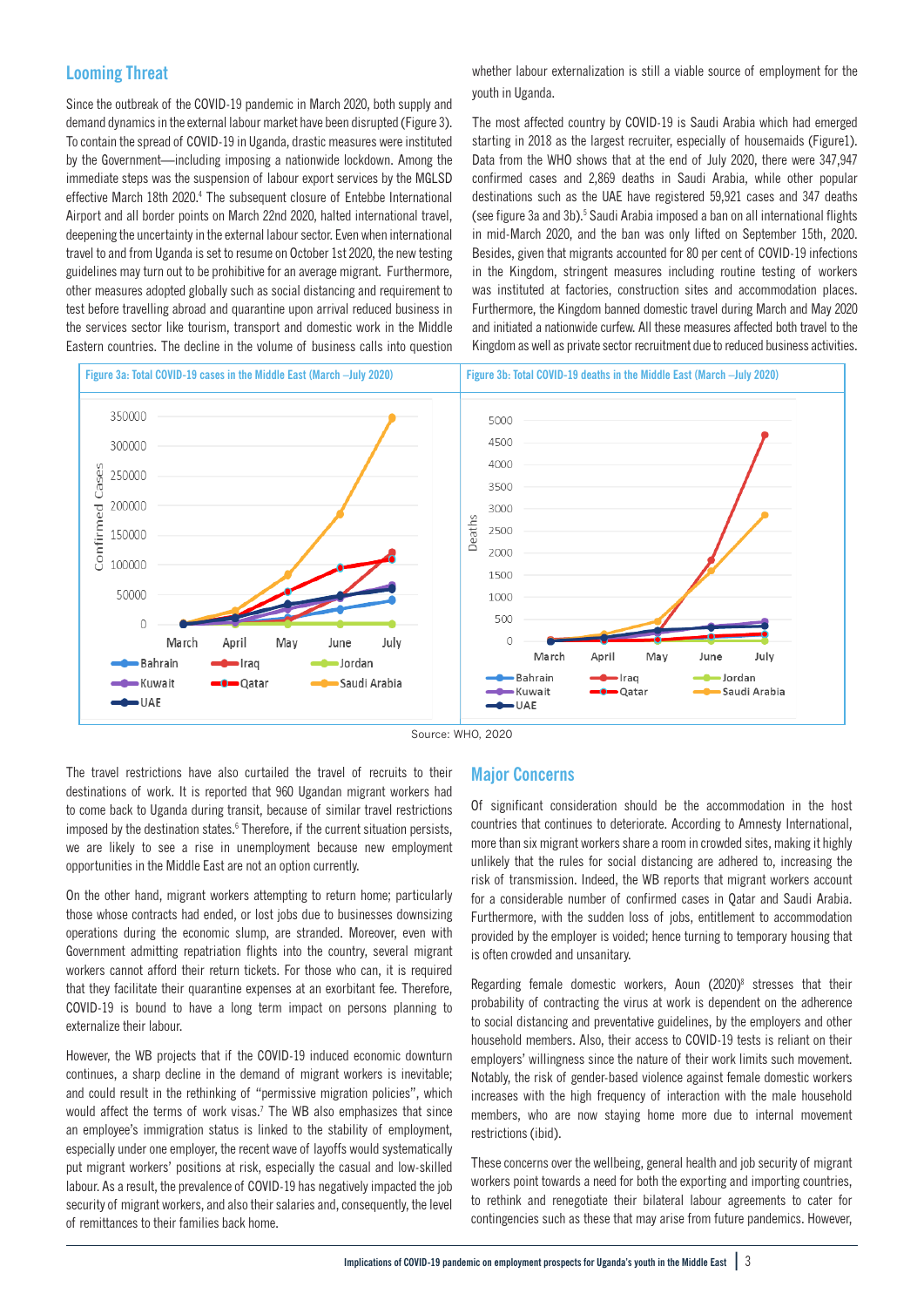## Looming Threat

Since the outbreak of the COVID-19 pandemic in March 2020, both supply and demand dynamics in the external labour market have been disrupted (Figure 3). To contain the spread of COVID-19 in Uganda, drastic measures were instituted by the Government—including imposing a nationwide lockdown. Among the immediate steps was the suspension of labour export services by the MGLSD effective March 18th 2020.[4] The subsequent closure of Entebbe International Airport and all border points on March 22nd 2020, halted international travel, deepening the uncertainty in the external labour sector. Even when international travel to and from Uganda is set to resume on October 1st 2020, the new testing guidelines may turn out to be prohibitive for an average migrant. Furthermore, other measures adopted globally such as social distancing and requirement to test before travelling abroad and quarantine upon arrival reduced business in the services sector like tourism, transport and domestic work in the Middle Eastern countries. The decline in the volume of business calls into question whether labour externalization is still a viable source of employment for the youth in Uganda.

The most affected country by COVID-19 is Saudi Arabia which had emerged starting in 2018 as the largest recruiter, especially of housemaids (Figure1). Data from the WHO shows that at the end of July 2020, there were 347,947 confirmed cases and 2,869 deaths in Saudi Arabia, while other popular destinations such as the UAE have registered 59,921 cases and 347 deaths (see figure 3a and 3b).[5] Saudi Arabia imposed a ban on all international flights in mid-March 2020, and the ban was only lifted on September 15th, 2020. Besides, given that migrants accounted for 80 per cent of COVID-19 infections in the Kingdom, stringent measures including routine testing of workers was instituted at factories, construction sites and accommodation places. Furthermore, the Kingdom banned domestic travel during March and May 2020 and initiated a nationwide curfew. All these measures affected both travel to the Kingdom as well as private sector recruitment due to reduced business activities.

Figure 3a: Total COVID-19 cases in the Middle East (March –July 2020)

Figure 3b: Total COVID-19 deaths in the Middle East (March –July 2020)

Source: WHO, 2020

The travel restrictions have also curtailed the travel of recruits to their destinations of work. It is reported that 960 Ugandan migrant workers had to come back to Uganda during transit, because of similar travel restrictions imposed by the destination states.[6] Therefore, if the current situation persists, we are likely to see a rise in unemployment because new employment opportunities in the Middle East are not an option currently.

On the other hand, migrant workers attempting to return home; particularly those whose contracts had ended, or lost jobs due to businesses downsizing operations during the economic slump, are stranded. Moreover, even with Government admitting repatriation flights into the country, several migrant workers cannot afford their return tickets. For those who can, it is required that they facilitate their quarantine expenses at an exorbitant fee. Therefore, COVID-19 is bound to have a long term impact on persons planning to externalize their labour.

However, the WB projects that if the COVID-19 induced economic downturn continues, a sharp decline in the demand of migrant workers is inevitable; and could result in the rethinking of "permissive migration policies", which would affect the terms of work visas.[7] The WB also emphasizes that since an employee's immigration status is linked to the stability of employment, especially under one employer, the recent wave of layoffs would systematically put migrant workers' positions at risk, especially the casual and low-skilled labour. As a result, the prevalence of COVID-19 has negatively impacted the job security of migrant workers, and also their salaries and, consequently, the level of remittances to their families back home.

## Major Concerns

Of significant consideration should be the accommodation in the host countries that continues to deteriorate. According to Amnesty International, more than six migrant workers share a room in crowded sites, making it highly unlikely that the rules for social distancing are adhered to, increasing the risk of transmission. Indeed, the WB reports that migrant workers account for a considerable number of confirmed cases in Qatar and Saudi Arabia. Furthermore, with the sudden loss of jobs, entitlement to accommodation provided by the employer is voided; hence turning to temporary housing that is often crowded and unsanitary.

Regarding female domestic workers, Aoun (2020)[8] stresses that their probability of contracting the virus at work is dependent on the adherence to social distancing and preventative guidelines, by the employers and other household members. Also, their access to COVID-19 tests is reliant on their employers' willingness since the nature of their work limits such movement. Notably, the risk of gender-based violence against female domestic workers increases with the high frequency of interaction with the male household members, who are now staying home more due to internal movement restrictions (ibid).

These concerns over the wellbeing, general health and job security of migrant workers point towards a need for both the exporting and importing countries, to rethink and renegotiate their bilateral labour agreements to cater for contingencies such as these that may arise from future pandemics. However,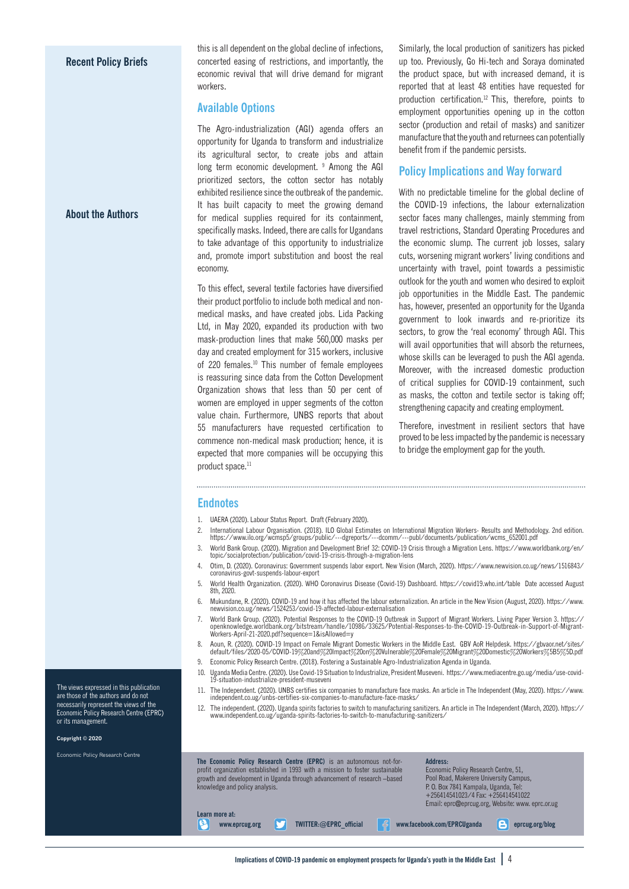## Recent Policy Briefs

## About the Authors

this is all dependent on the global decline of infections, concerted easing of restrictions, and importantly, the economic revival that will drive demand for migrant workers.

## Available Options

The Agro-industrialization (AGI) agenda offers an opportunity for Uganda to transform and industrialize its agricultural sector, to create jobs and attain long term economic development. [9] Among the AGI prioritized sectors, the cotton sector has notably exhibited resilience since the outbreak of the pandemic. It has built capacity to meet the growing demand for medical supplies required for its containment, specifically masks. Indeed, there are calls for Ugandans to take advantage of this opportunity to industrialize and, promote import substitution and boost the real economy.

To this effect, several textile factories have diversified their product portfolio to include both medical and non-medical masks, and have created jobs. Lida Packing Ltd, in May 2020, expanded its production with two mask-production lines that make 560,000 masks per day and created employment for 315 workers, inclusive of 220 females.[10] This number of female employees is reassuring since data from the Cotton Development Organization shows that less than 50 per cent of women are employed in upper segments of the cotton value chain. Furthermore, UNBS reports that about 55 manufacturers have requested certification to commence non-medical mask production; hence, it is expected that more companies will be occupying this product space.[11]

Similarly, the local production of sanitizers has picked up too. Previously, Go Hi-tech and Soraya dominated the product space, but with increased demand, it is reported that at least 48 entities have requested for production certification.[12] This, therefore, points to employment opportunities opening up in the cotton sector (production and retail of masks) and sanitizer manufacture that the youth and returnees can potentially benefit from if the pandemic persists.

## Policy Implications and Way forward

With no predictable timeline for the global decline of the COVID-19 infections, the labour externalization sector faces many challenges, mainly stemming from travel restrictions, Standard Operating Procedures and the economic slump. The current job losses, salary cuts, worsening migrant workers' living conditions and uncertainty with travel, point towards a pessimistic outlook for the youth and women who desired to exploit job opportunities in the Middle East. The pandemic has, however, presented an opportunity for the Uganda government to look inwards and re-prioritize its sectors, to grow the 'real economy' through AGI. This will avail opportunities that will absorb the returnees, whose skills can be leveraged to push the AGI agenda. Moreover, with the increased domestic production of critical supplies for COVID-19 containment, such as masks, the cotton and textile sector is taking off; strengthening capacity and creating employment.

Therefore, investment in resilient sectors that have proved to be less impacted by the pandemic is necessary to bridge the employment gap for the youth.

## Endnotes

1. UAERA (2020). Labour Status Report. Draft (February 2020).
2. International Labour Organisation. (2018). ILO Global Estimates on International Migration Workers- Results and Methodology. 2nd edition. https://www.ilo.org/wcmsp5/groups/public/---dgreports/---dcomm/---publ/documents/publication/wcms_652001.pdf
3. World Bank Group. (2020). Migration and Development Brief 32: COVID-19 Crisis through a Migration Lens. https://www.worldbank.org/en/topic/socialprotection/publication/covid-19-crisis-through-a-migration-lens
4. Otim, D. (2020). Coronavirus: Government suspends labor export. New Vision (March, 2020). https://www.newvision.co.ug/news/1516843/coronavirus-govt-suspends-labour-export
5. World Health Organization. (2020). WHO Coronavirus Disease (Covid-19) Dashboard. https://covid19.who.int/table Date accessed August 8th, 2020.
6. Mukundane, R. (2020). COVID-19 and how it has affected the labour externalization. An article in the New Vision (August, 2020). https://www.newvision.co.ug/news/1524253/covid-19-affected-labour-externalisation
7. World Bank Group. (2020). Potential Responses to the COVID-19 Outbreak in Support of Migrant Workers. Living Paper Version 3. https://openknowledge.worldbank.org/bitstream/handle/10986/33625/Potential-Responses-to-the-COVID-19-Outbreak-in-Support-of-Migrant-Workers-April-21-2020.pdf?sequence=1&isAllowed=y
8. Aoun, R. (2020). COVID-19 Impact on Female Migrant Domestic Workers in the Middle East. GBV AoR Helpdesk. https://gbvaor.net/sites/default/files/2020-05/COVID-19%20and%20Impact%20on%20Vulnerable%20Female%20Migrant%20Domestic%20Workers%5B5%5D.pdf
9. Economic Policy Research Centre. (2018). Fostering a Sustainable Agro-Industrialization Agenda in Uganda.
10. Uganda Media Centre. (2020). Use Covid-19 Situation to Industrialize, President Museveni. https://www.mediacentre.go.ug/media/use-covid-19-situation-industrialize-president-museveni
11. The Independent. (2020). UNBS certifies six companies to manufacture face masks. An article in The Independent (May, 2020). https://www.independent.co.ug/unbs-certifies-six-companies-to-manufacture-face-masks/
12. The independent. (2020). Uganda spirits factories to switch to manufacturing sanitizers. An article in The Independent (March, 2020). https://www.independent.co.ug/uganda-spirits-factories-to-switch-to-manufacturing-sanitizers/

The views expressed in this publication are those of the authors and do not necessarily represent the views of the Economic Policy Research Centre (EPRC) or its management.

**Copyright © 2020**

Economic Policy Research Centre

**The Economic Policy Research Centre (EPRC)** is an autonomous not-for-profit organization established in 1993 with a mission to foster sustainable growth and development in Uganda through advancement of research –based knowledge and policy analysis.

**Address:**
Economic Policy Research Centre, 51, Pool Road, Makerere University Campus, P. O. Box 7841 Kampala, Uganda, Tel: +256414541023/4 Fax: +256414541022
Email: eprc@eprcug.org, Website: www.eprc.or.ug

**Learn more at:**
www.eprcug.org | TWITTER:@EPRC_official | www.facebook.com/EPRCUganda | eprcug.org/blog